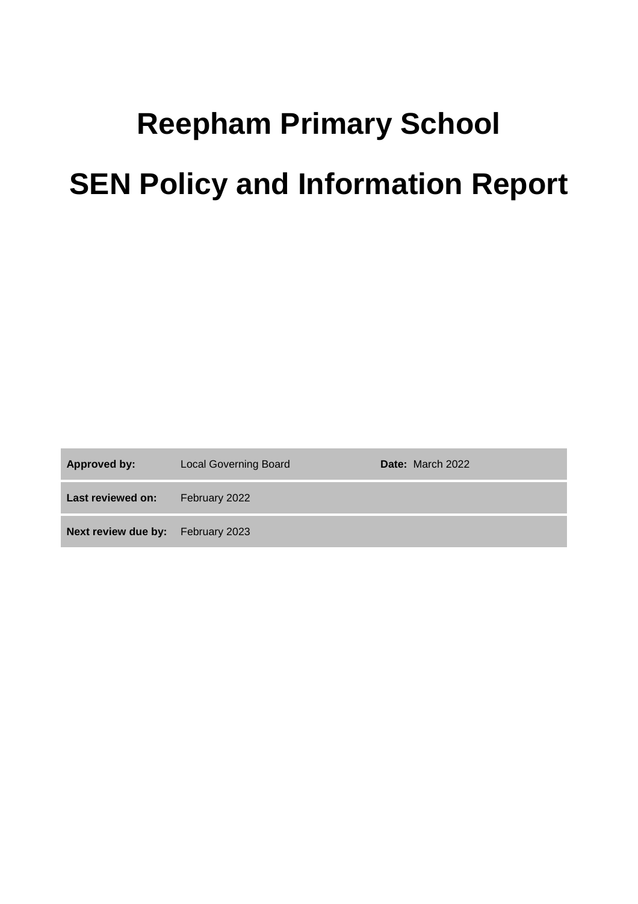# Reepham Primary School

# SEN Policy and Information Report

| | | |
|---|---|---|
| **Approved by:** | Local Governing Board | **Date:** March 2022 |
| **Last reviewed on:** | February 2022 | |
| **Next review due by:** | February 2023 | |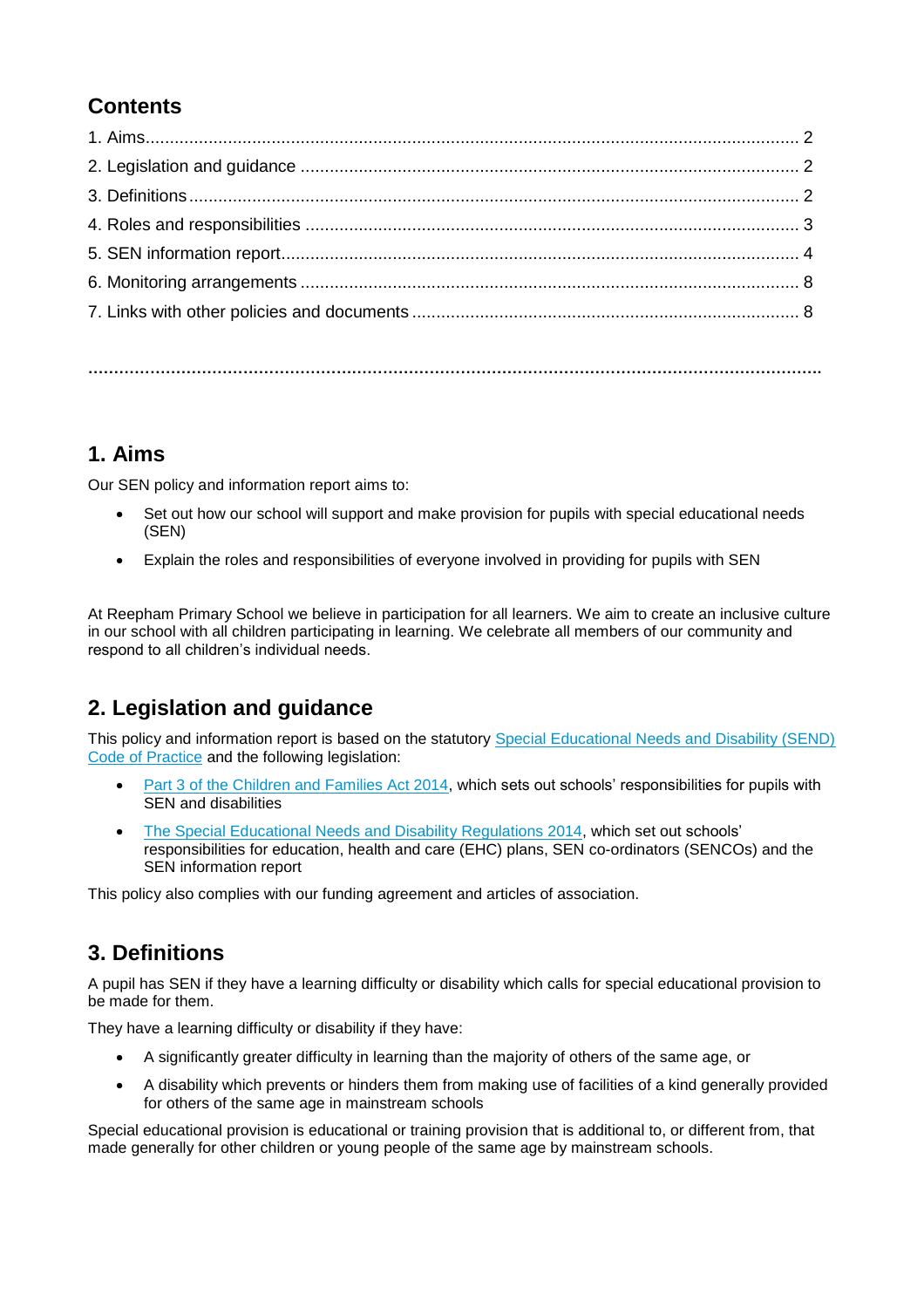## Contents

1. Aims........................................................................................................................................ 2
2. Legislation and guidance ........................................................................................................ 2
3. Definitions .............................................................................................................................. 2
4. Roles and responsibilities ...................................................................................................... 3
5. SEN information report........................................................................................................... 4
6. Monitoring arrangements ....................................................................................................... 8
7. Links with other policies and documents ................................................................................ 8

---

## 1. Aims

Our SEN policy and information report aims to:

- Set out how our school will support and make provision for pupils with special educational needs (SEN)
- Explain the roles and responsibilities of everyone involved in providing for pupils with SEN

At Reepham Primary School we believe in participation for all learners. We aim to create an inclusive culture in our school with all children participating in learning. We celebrate all members of our community and respond to all children's individual needs.

## 2. Legislation and guidance

This policy and information report is based on the statutory Special Educational Needs and Disability (SEND) Code of Practice and the following legislation:

- Part 3 of the Children and Families Act 2014, which sets out schools' responsibilities for pupils with SEN and disabilities
- The Special Educational Needs and Disability Regulations 2014, which set out schools' responsibilities for education, health and care (EHC) plans, SEN co-ordinators (SENCOs) and the SEN information report

This policy also complies with our funding agreement and articles of association.

## 3. Definitions

A pupil has SEN if they have a learning difficulty or disability which calls for special educational provision to be made for them.

They have a learning difficulty or disability if they have:

- A significantly greater difficulty in learning than the majority of others of the same age, or
- A disability which prevents or hinders them from making use of facilities of a kind generally provided for others of the same age in mainstream schools

Special educational provision is educational or training provision that is additional to, or different from, that made generally for other children or young people of the same age by mainstream schools.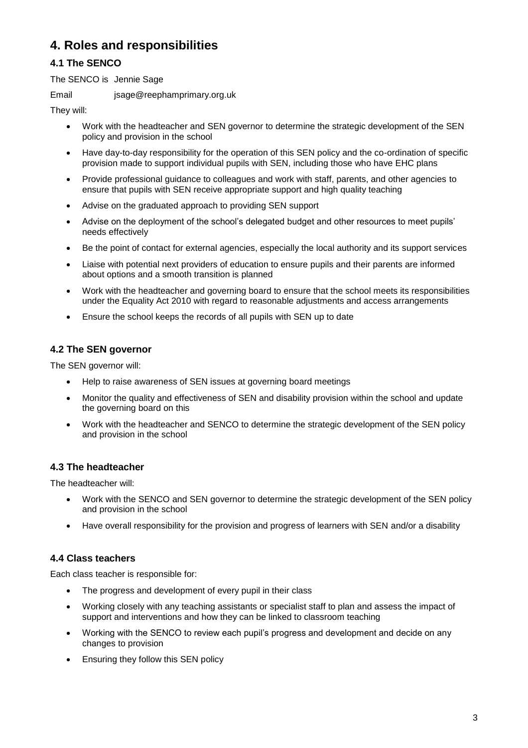# 4. Roles and responsibilities

## 4.1 The SENCO

The SENCO is Jennie Sage

Email jsage@reephamprimary.org.uk

They will:

- Work with the headteacher and SEN governor to determine the strategic development of the SEN policy and provision in the school
- Have day-to-day responsibility for the operation of this SEN policy and the co-ordination of specific provision made to support individual pupils with SEN, including those who have EHC plans
- Provide professional guidance to colleagues and work with staff, parents, and other agencies to ensure that pupils with SEN receive appropriate support and high quality teaching
- Advise on the graduated approach to providing SEN support
- Advise on the deployment of the school's delegated budget and other resources to meet pupils' needs effectively
- Be the point of contact for external agencies, especially the local authority and its support services
- Liaise with potential next providers of education to ensure pupils and their parents are informed about options and a smooth transition is planned
- Work with the headteacher and governing board to ensure that the school meets its responsibilities under the Equality Act 2010 with regard to reasonable adjustments and access arrangements
- Ensure the school keeps the records of all pupils with SEN up to date

## 4.2 The SEN governor

The SEN governor will:

- Help to raise awareness of SEN issues at governing board meetings
- Monitor the quality and effectiveness of SEN and disability provision within the school and update the governing board on this
- Work with the headteacher and SENCO to determine the strategic development of the SEN policy and provision in the school

## 4.3 The headteacher

The headteacher will:

- Work with the SENCO and SEN governor to determine the strategic development of the SEN policy and provision in the school
- Have overall responsibility for the provision and progress of learners with SEN and/or a disability

## 4.4 Class teachers

Each class teacher is responsible for:

- The progress and development of every pupil in their class
- Working closely with any teaching assistants or specialist staff to plan and assess the impact of support and interventions and how they can be linked to classroom teaching
- Working with the SENCO to review each pupil's progress and development and decide on any changes to provision
- Ensuring they follow this SEN policy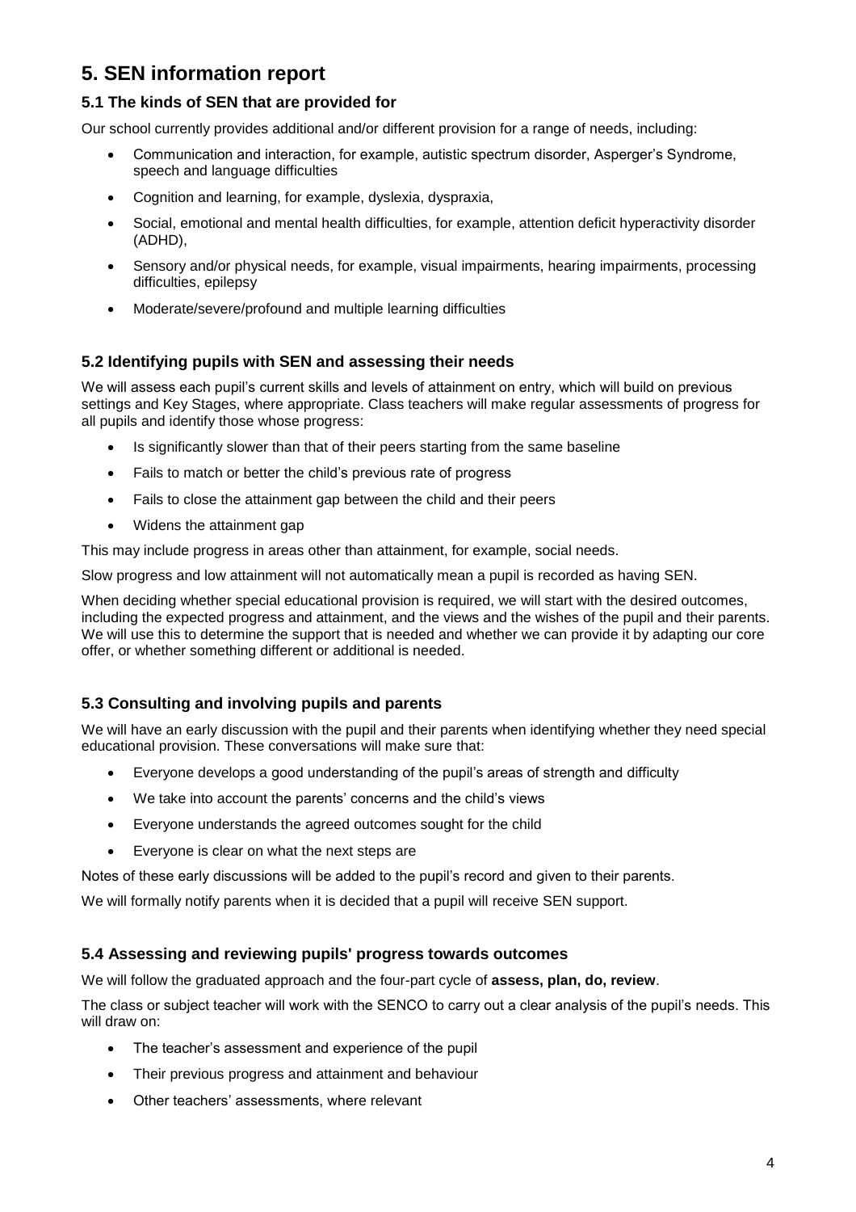# 5. SEN information report

## 5.1 The kinds of SEN that are provided for

Our school currently provides additional and/or different provision for a range of needs, including:

- Communication and interaction, for example, autistic spectrum disorder, Asperger's Syndrome, speech and language difficulties
- Cognition and learning, for example, dyslexia, dyspraxia,
- Social, emotional and mental health difficulties, for example, attention deficit hyperactivity disorder (ADHD),
- Sensory and/or physical needs, for example, visual impairments, hearing impairments, processing difficulties, epilepsy
- Moderate/severe/profound and multiple learning difficulties

## 5.2 Identifying pupils with SEN and assessing their needs

We will assess each pupil's current skills and levels of attainment on entry, which will build on previous settings and Key Stages, where appropriate. Class teachers will make regular assessments of progress for all pupils and identify those whose progress:

- Is significantly slower than that of their peers starting from the same baseline
- Fails to match or better the child's previous rate of progress
- Fails to close the attainment gap between the child and their peers
- Widens the attainment gap

This may include progress in areas other than attainment, for example, social needs.

Slow progress and low attainment will not automatically mean a pupil is recorded as having SEN.

When deciding whether special educational provision is required, we will start with the desired outcomes, including the expected progress and attainment, and the views and the wishes of the pupil and their parents. We will use this to determine the support that is needed and whether we can provide it by adapting our core offer, or whether something different or additional is needed.

## 5.3 Consulting and involving pupils and parents

We will have an early discussion with the pupil and their parents when identifying whether they need special educational provision. These conversations will make sure that:

- Everyone develops a good understanding of the pupil's areas of strength and difficulty
- We take into account the parents' concerns and the child's views
- Everyone understands the agreed outcomes sought for the child
- Everyone is clear on what the next steps are

Notes of these early discussions will be added to the pupil's record and given to their parents.

We will formally notify parents when it is decided that a pupil will receive SEN support.

## 5.4 Assessing and reviewing pupils' progress towards outcomes

We will follow the graduated approach and the four-part cycle of **assess, plan, do, review**.

The class or subject teacher will work with the SENCO to carry out a clear analysis of the pupil's needs. This will draw on:

- The teacher's assessment and experience of the pupil
- Their previous progress and attainment and behaviour
- Other teachers' assessments, where relevant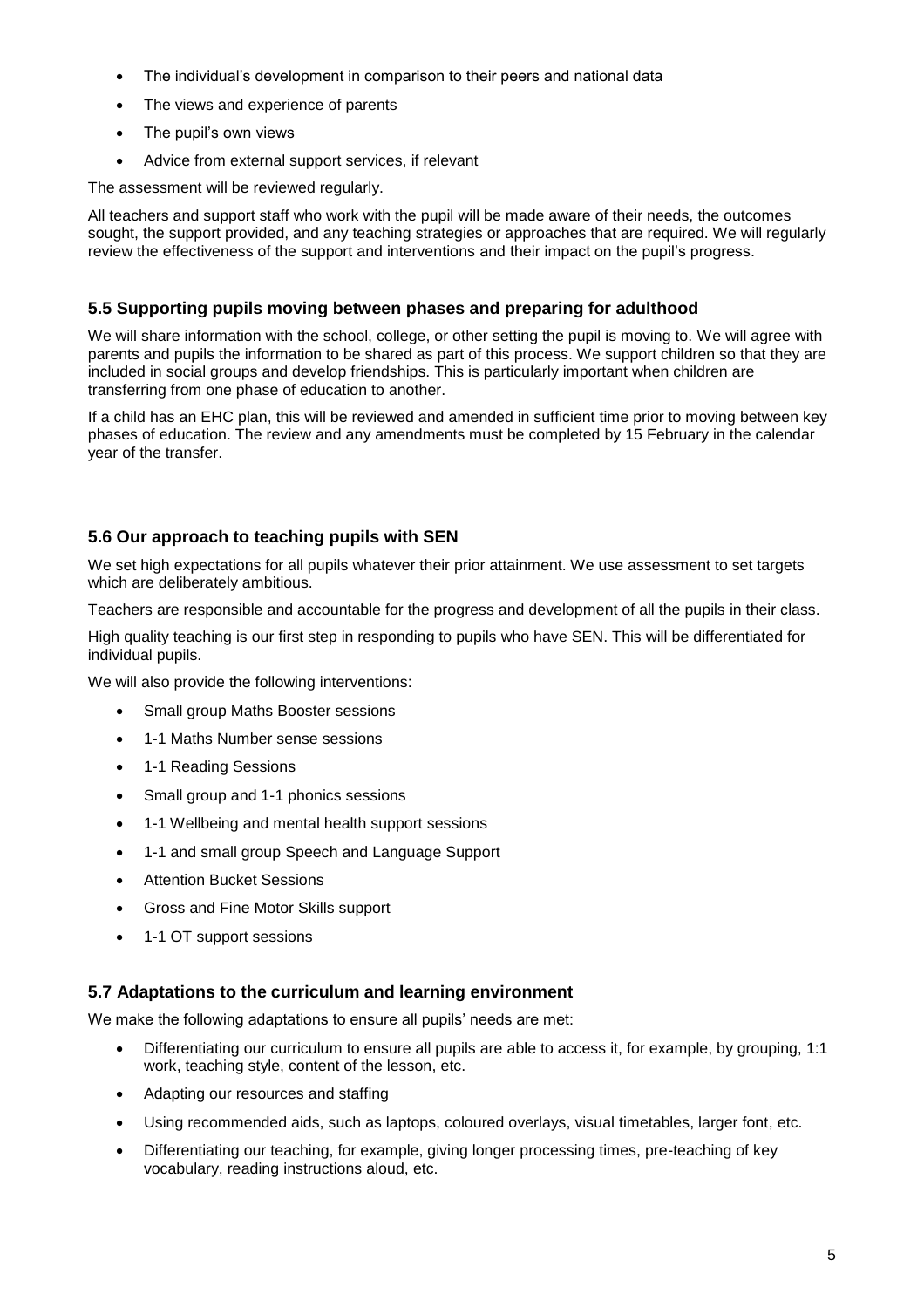- The individual's development in comparison to their peers and national data
- The views and experience of parents
- The pupil's own views
- Advice from external support services, if relevant

The assessment will be reviewed regularly.

All teachers and support staff who work with the pupil will be made aware of their needs, the outcomes sought, the support provided, and any teaching strategies or approaches that are required. We will regularly review the effectiveness of the support and interventions and their impact on the pupil's progress.

### 5.5 Supporting pupils moving between phases and preparing for adulthood

We will share information with the school, college, or other setting the pupil is moving to. We will agree with parents and pupils the information to be shared as part of this process. We support children so that they are included in social groups and develop friendships. This is particularly important when children are transferring from one phase of education to another.

If a child has an EHC plan, this will be reviewed and amended in sufficient time prior to moving between key phases of education. The review and any amendments must be completed by 15 February in the calendar year of the transfer.

### 5.6 Our approach to teaching pupils with SEN

We set high expectations for all pupils whatever their prior attainment. We use assessment to set targets which are deliberately ambitious.

Teachers are responsible and accountable for the progress and development of all the pupils in their class.

High quality teaching is our first step in responding to pupils who have SEN. This will be differentiated for individual pupils.

We will also provide the following interventions:

- Small group Maths Booster sessions
- 1-1 Maths Number sense sessions
- 1-1 Reading Sessions
- Small group and 1-1 phonics sessions
- 1-1 Wellbeing and mental health support sessions
- 1-1 and small group Speech and Language Support
- Attention Bucket Sessions
- Gross and Fine Motor Skills support
- 1-1 OT support sessions

### 5.7 Adaptations to the curriculum and learning environment

We make the following adaptations to ensure all pupils' needs are met:

- Differentiating our curriculum to ensure all pupils are able to access it, for example, by grouping, 1:1 work, teaching style, content of the lesson, etc.
- Adapting our resources and staffing
- Using recommended aids, such as laptops, coloured overlays, visual timetables, larger font, etc.
- Differentiating our teaching, for example, giving longer processing times, pre-teaching of key vocabulary, reading instructions aloud, etc.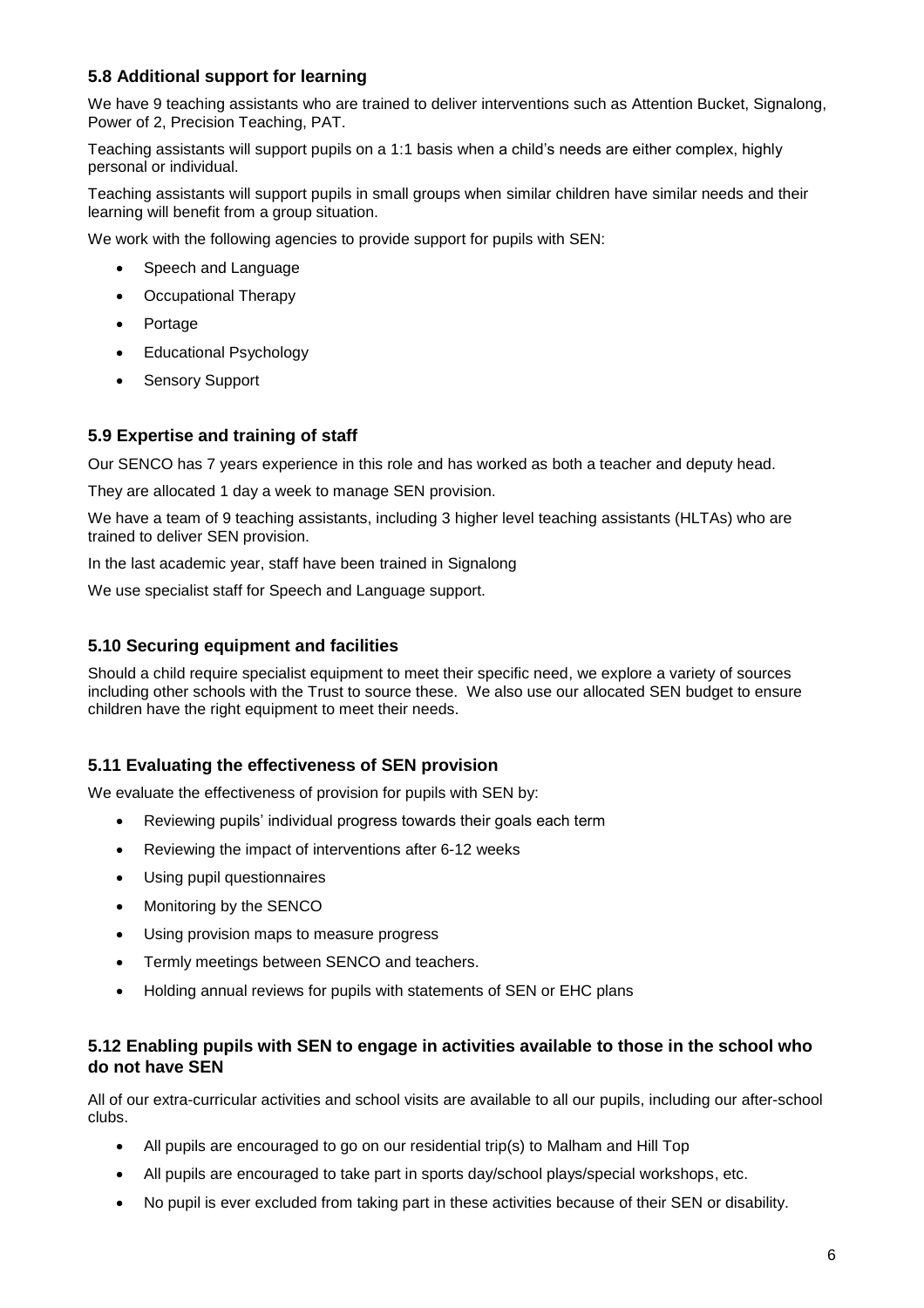### 5.8 Additional support for learning

We have 9 teaching assistants who are trained to deliver interventions such as Attention Bucket, Signalong, Power of 2, Precision Teaching, PAT.

Teaching assistants will support pupils on a 1:1 basis when a child's needs are either complex, highly personal or individual.

Teaching assistants will support pupils in small groups when similar children have similar needs and their learning will benefit from a group situation.

We work with the following agencies to provide support for pupils with SEN:

- Speech and Language
- Occupational Therapy
- Portage
- Educational Psychology
- Sensory Support

### 5.9 Expertise and training of staff

Our SENCO has 7 years experience in this role and has worked as both a teacher and deputy head.

They are allocated 1 day a week to manage SEN provision.

We have a team of 9 teaching assistants, including 3 higher level teaching assistants (HLTAs) who are trained to deliver SEN provision.

In the last academic year, staff have been trained in Signalong

We use specialist staff for Speech and Language support.

### 5.10 Securing equipment and facilities

Should a child require specialist equipment to meet their specific need, we explore a variety of sources including other schools with the Trust to source these. We also use our allocated SEN budget to ensure children have the right equipment to meet their needs.

### 5.11 Evaluating the effectiveness of SEN provision

We evaluate the effectiveness of provision for pupils with SEN by:

- Reviewing pupils' individual progress towards their goals each term
- Reviewing the impact of interventions after 6-12 weeks
- Using pupil questionnaires
- Monitoring by the SENCO
- Using provision maps to measure progress
- Termly meetings between SENCO and teachers.
- Holding annual reviews for pupils with statements of SEN or EHC plans

### 5.12 Enabling pupils with SEN to engage in activities available to those in the school who do not have SEN

All of our extra-curricular activities and school visits are available to all our pupils, including our after-school clubs.

- All pupils are encouraged to go on our residential trip(s) to Malham and Hill Top
- All pupils are encouraged to take part in sports day/school plays/special workshops, etc.
- No pupil is ever excluded from taking part in these activities because of their SEN or disability.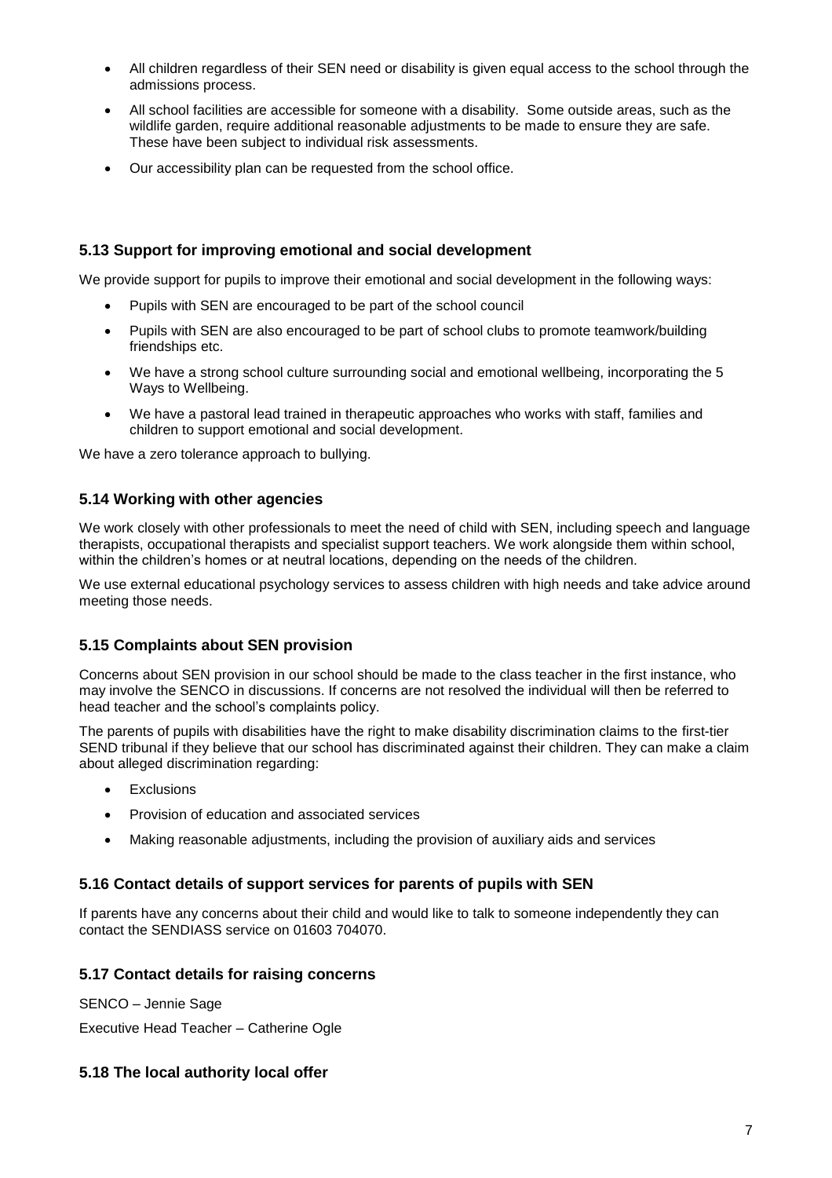- All children regardless of their SEN need or disability is given equal access to the school through the admissions process.
- All school facilities are accessible for someone with a disability. Some outside areas, such as the wildlife garden, require additional reasonable adjustments to be made to ensure they are safe. These have been subject to individual risk assessments.
- Our accessibility plan can be requested from the school office.

### 5.13 Support for improving emotional and social development

We provide support for pupils to improve their emotional and social development in the following ways:

- Pupils with SEN are encouraged to be part of the school council
- Pupils with SEN are also encouraged to be part of school clubs to promote teamwork/building friendships etc.
- We have a strong school culture surrounding social and emotional wellbeing, incorporating the 5 Ways to Wellbeing.
- We have a pastoral lead trained in therapeutic approaches who works with staff, families and children to support emotional and social development.

We have a zero tolerance approach to bullying.

### 5.14 Working with other agencies

We work closely with other professionals to meet the need of child with SEN, including speech and language therapists, occupational therapists and specialist support teachers. We work alongside them within school, within the children's homes or at neutral locations, depending on the needs of the children.

We use external educational psychology services to assess children with high needs and take advice around meeting those needs.

### 5.15 Complaints about SEN provision

Concerns about SEN provision in our school should be made to the class teacher in the first instance, who may involve the SENCO in discussions. If concerns are not resolved the individual will then be referred to head teacher and the school's complaints policy.

The parents of pupils with disabilities have the right to make disability discrimination claims to the first-tier SEND tribunal if they believe that our school has discriminated against their children. They can make a claim about alleged discrimination regarding:

- Exclusions
- Provision of education and associated services
- Making reasonable adjustments, including the provision of auxiliary aids and services

### 5.16 Contact details of support services for parents of pupils with SEN

If parents have any concerns about their child and would like to talk to someone independently they can contact the SENDIASS service on 01603 704070.

### 5.17 Contact details for raising concerns

SENCO – Jennie Sage

Executive Head Teacher – Catherine Ogle

### 5.18 The local authority local offer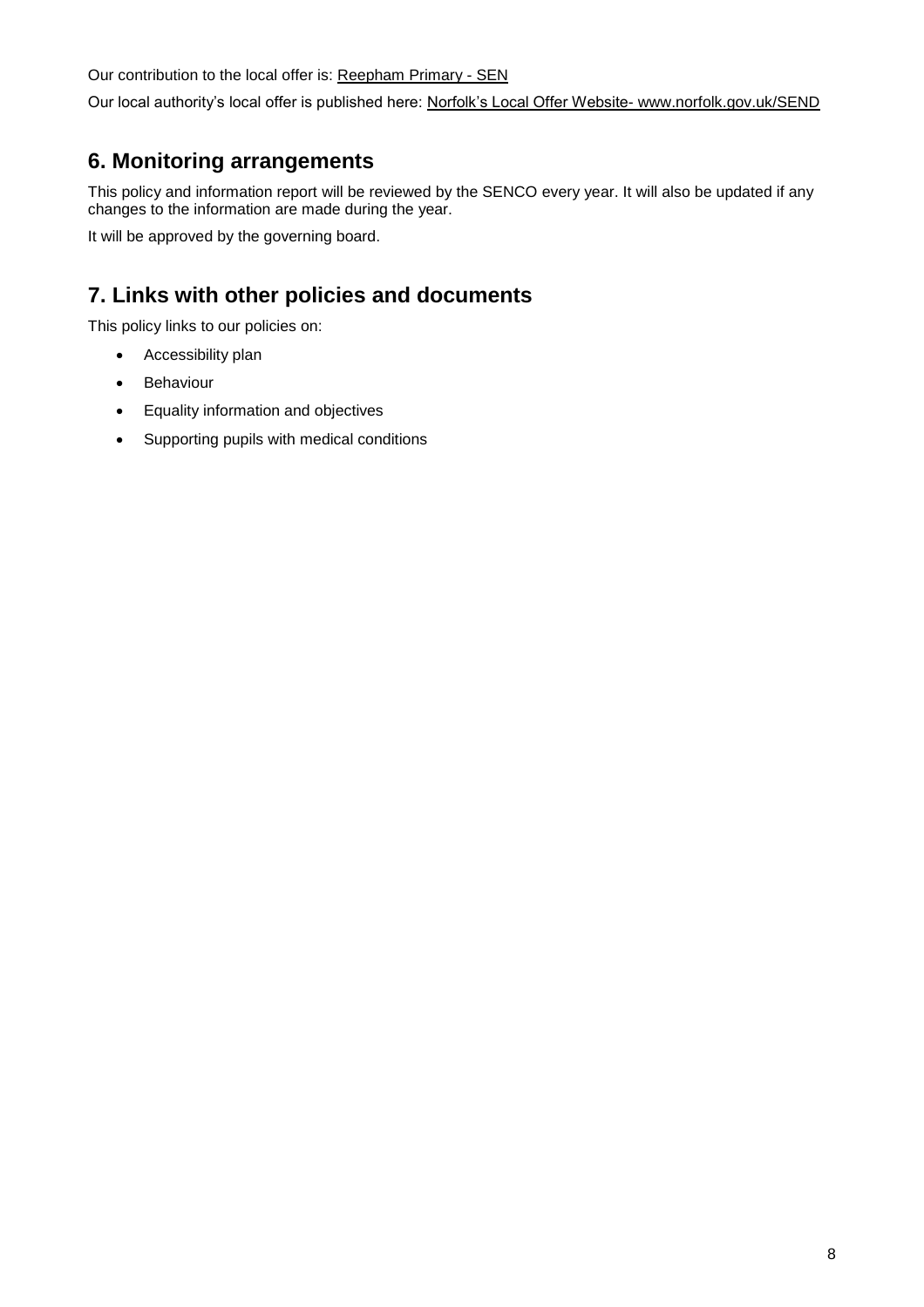Our contribution to the local offer is: Reepham Primary - SEN

Our local authority's local offer is published here: Norfolk's Local Offer Website- www.norfolk.gov.uk/SEND

## 6. Monitoring arrangements

This policy and information report will be reviewed by the SENCO every year. It will also be updated if any changes to the information are made during the year.

It will be approved by the governing board.

## 7. Links with other policies and documents

This policy links to our policies on:

- Accessibility plan
- Behaviour
- Equality information and objectives
- Supporting pupils with medical conditions